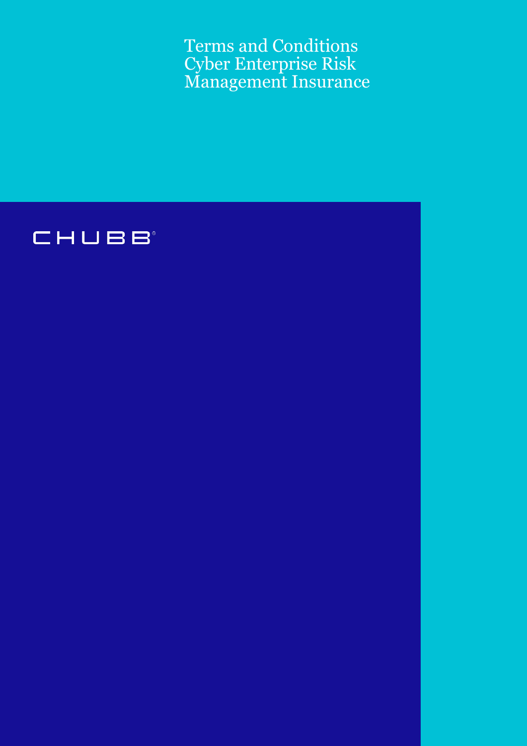# Terms and Conditions Cyber Enterprise Risk Management Insurance

CHUBB®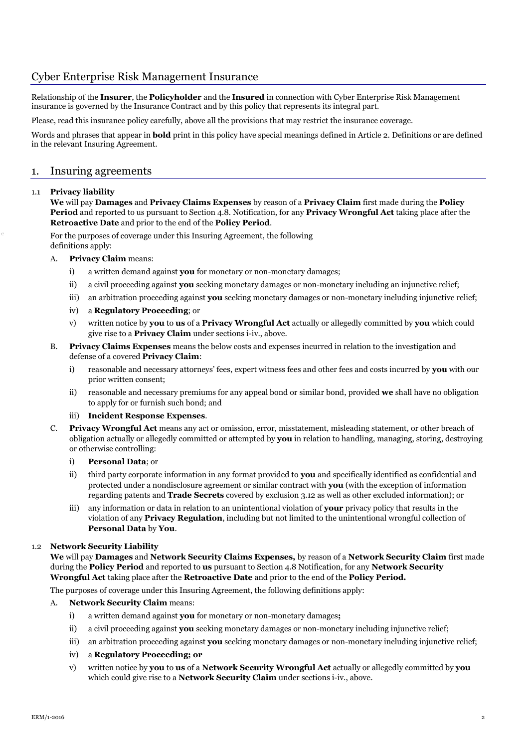# Cyber Enterprise Risk Management Insurance

Relationship of the **Insurer**, the **Policyholder** and the **Insured** in connection with Cyber Enterprise Risk Management insurance is governed by the Insurance Contract and by this policy that represents its integral part.

Please, read this insurance policy carefully, above all the provisions that may restrict the insurance coverage.

Words and phrases that appear in **bold** print in this policy have special meanings defined in Article 2. Definitions or are defined in the relevant Insuring Agreement.

## 1. Insuring agreements

### 1.1 Privacy liability

**We** will pay **Damages** and **Privacy Claims Expenses** by reason of a **Privacy Claim** first made during the **Policy Period** and reported to us pursuant to Section 4.8. Notification, for any **Privacy Wrongful Act** taking place after the **Retroactive Date** and prior to the end of the **Policy Period**.

For the purposes of coverage under this Insuring Agreement, the following definitions apply:

A. **Privacy Claim** means:

- i) a written demand against **you** for monetary or non-monetary damages;
- ii) a civil proceeding against **you** seeking monetary damages or non-monetary including an injunctive relief;
- iii) an arbitration proceeding against **you** seeking monetary damages or non-monetary including injunctive relief;
- iv) a **Regulatory Proceeding**; or
- v) written notice by **you** to **us** of a **Privacy Wrongful Act** actually or allegedly committed by **you** which could give rise to a **Privacy Claim** under sections i-iv., above.

B. **Privacy Claims Expenses** means the below costs and expenses incurred in relation to the investigation and defense of a covered **Privacy Claim**:

- i) reasonable and necessary attorneys' fees, expert witness fees and other fees and costs incurred by **you** with our prior written consent;
- ii) reasonable and necessary premiums for any appeal bond or similar bond, provided **we** shall have no obligation to apply for or furnish such bond; and
- iii) **Incident Response Expenses**.

C. **Privacy Wrongful Act** means any act or omission, error, misstatement, misleading statement, or other breach of obligation actually or allegedly committed or attempted by **you** in relation to handling, managing, storing, destroying or otherwise controlling:

- i) **Personal Data**; or
- ii) third party corporate information in any format provided to **you** and specifically identified as confidential and protected under a nondisclosure agreement or similar contract with **you** (with the exception of information regarding patents and **Trade Secrets** covered by exclusion 3.12 as well as other excluded information); or
- iii) any information or data in relation to an unintentional violation of **your** privacy policy that results in the violation of any **Privacy Regulation**, including but not limited to the unintentional wrongful collection of **Personal Data** by **You**.

### 1.2 Network Security Liability

**We** will pay **Damages** and **Network Security Claims Expenses,** by reason of a **Network Security Claim** first made during the **Policy Period** and reported to **us** pursuant to Section 4.8 Notification, for any **Network Security Wrongful Act** taking place after the **Retroactive Date** and prior to the end of the **Policy Period.**

The purposes of coverage under this Insuring Agreement, the following definitions apply:

A. **Network Security Claim** means:

- i) a written demand against **you** for monetary or non-monetary damages**;**
- ii) a civil proceeding against **you** seeking monetary damages or non-monetary including injunctive relief;
- iii) an arbitration proceeding against **you** seeking monetary damages or non-monetary including injunctive relief;
- iv) a **Regulatory Proceeding; or**
- v) written notice by **you** to **us** of a **Network Security Wrongful Act** actually or allegedly committed by **you** which could give rise to a **Network Security Claim** under sections i-iv., above.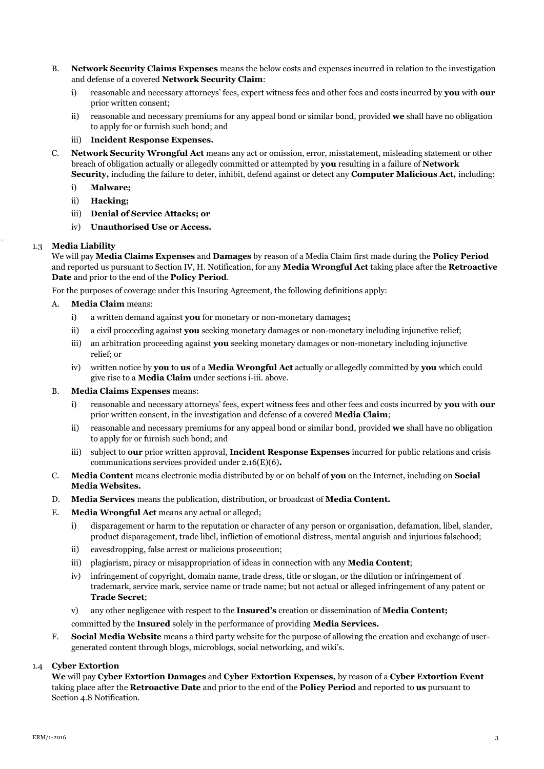B. **Network Security Claims Expenses** means the below costs and expenses incurred in relation to the investigation and defense of a covered **Network Security Claim**:

   i) reasonable and necessary attorneys' fees, expert witness fees and other fees and costs incurred by **you** with **our** prior written consent;

   ii) reasonable and necessary premiums for any appeal bond or similar bond, provided **we** shall have no obligation to apply for or furnish such bond; and

   iii) **Incident Response Expenses.**

C. **Network Security Wrongful Act** means any act or omission, error, misstatement, misleading statement or other breach of obligation actually or allegedly committed or attempted by **you** resulting in a failure of **Network Security,** including the failure to deter, inhibit, defend against or detect any **Computer Malicious Act,** including:

   i) **Malware;**

   ii) **Hacking;**

   iii) **Denial of Service Attacks; or**

   iv) **Unauthorised Use or Access.**

### 1.3 Media Liability

We will pay **Media Claims Expenses** and **Damages** by reason of a Media Claim first made during the **Policy Period** and reported us pursuant to Section IV, H. Notification, for any **Media Wrongful Act** taking place after the **Retroactive Date** and prior to the end of the **Policy Period**.

For the purposes of coverage under this Insuring Agreement, the following definitions apply:

A. **Media Claim** means:

   i) a written demand against **you** for monetary or non-monetary damages**;**

   ii) a civil proceeding against **you** seeking monetary damages or non-monetary including injunctive relief;

   iii) an arbitration proceeding against **you** seeking monetary damages or non-monetary including injunctive relief; or

   iv) written notice by **you** to **us** of a **Media Wrongful Act** actually or allegedly committed by **you** which could give rise to a **Media Claim** under sections i-iii. above.

B. **Media Claims Expenses** means:

   i) reasonable and necessary attorneys' fees, expert witness fees and other fees and costs incurred by **you** with **our** prior written consent, in the investigation and defense of a covered **Media Claim**;

   ii) reasonable and necessary premiums for any appeal bond or similar bond, provided **we** shall have no obligation to apply for or furnish such bond; and

   iii) subject to **our** prior written approval, **Incident Response Expenses** incurred for public relations and crisis communications services provided under 2.16(E)(6)**.**

C. **Media Content** means electronic media distributed by or on behalf of **you** on the Internet, including on **Social Media Websites.**

D. **Media Services** means the publication, distribution, or broadcast of **Media Content.**

E. **Media Wrongful Act** means any actual or alleged;

   i) disparagement or harm to the reputation or character of any person or organisation, defamation, libel, slander, product disparagement, trade libel, infliction of emotional distress, mental anguish and injurious falsehood;

   ii) eavesdropping, false arrest or malicious prosecution;

   iii) plagiarism, piracy or misappropriation of ideas in connection with any **Media Content**;

   iv) infringement of copyright, domain name, trade dress, title or slogan, or the dilution or infringement of trademark, service mark, service name or trade name; but not actual or alleged infringement of any patent or **Trade Secret**;

   v) any other negligence with respect to the **Insured's** creation or dissemination of **Media Content;**

   committed by the **Insured** solely in the performance of providing **Media Services.**

F. **Social Media Website** means a third party website for the purpose of allowing the creation and exchange of user-generated content through blogs, microblogs, social networking, and wiki's.

### 1.4 Cyber Extortion

**We** will pay **Cyber Extortion Damages** and **Cyber Extortion Expenses,** by reason of a **Cyber Extortion Event** taking place after the **Retroactive Date** and prior to the end of the **Policy Period** and reported to **us** pursuant to Section 4.8 Notification.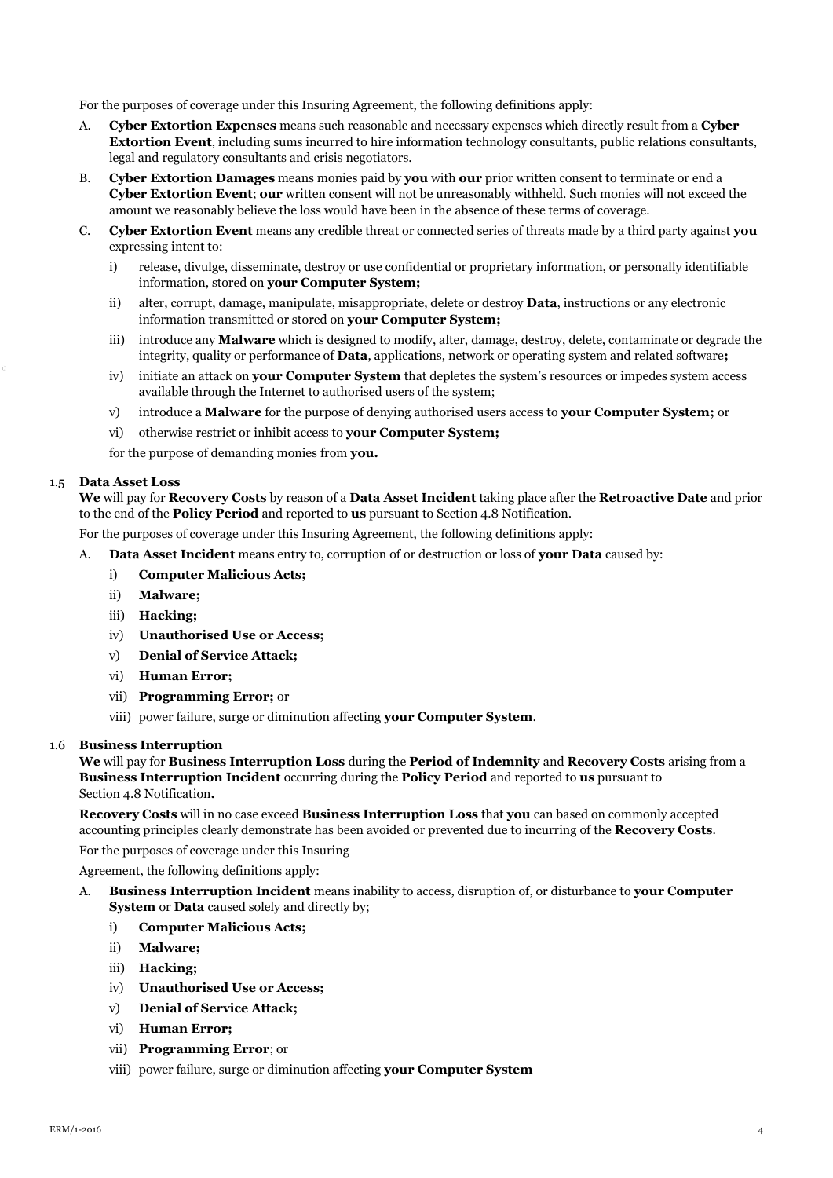For the purposes of coverage under this Insuring Agreement, the following definitions apply:

A. **Cyber Extortion Expenses** means such reasonable and necessary expenses which directly result from a **Cyber Extortion Event**, including sums incurred to hire information technology consultants, public relations consultants, legal and regulatory consultants and crisis negotiators.

B. **Cyber Extortion Damages** means monies paid by **you** with **our** prior written consent to terminate or end a **Cyber Extortion Event**; **our** written consent will not be unreasonably withheld. Such monies will not exceed the amount we reasonably believe the loss would have been in the absence of these terms of coverage.

C. **Cyber Extortion Event** means any credible threat or connected series of threats made by a third party against **you** expressing intent to:

   i) release, divulge, disseminate, destroy or use confidential or proprietary information, or personally identifiable information, stored on **your Computer System;**

   ii) alter, corrupt, damage, manipulate, misappropriate, delete or destroy **Data**, instructions or any electronic information transmitted or stored on **your Computer System;**

   iii) introduce any **Malware** which is designed to modify, alter, damage, destroy, delete, contaminate or degrade the integrity, quality or performance of **Data**, applications, network or operating system and related software**;**

   iv) initiate an attack on **your Computer System** that depletes the system's resources or impedes system access available through the Internet to authorised users of the system;

   v) introduce a **Malware** for the purpose of denying authorised users access to **your Computer System;** or

   vi) otherwise restrict or inhibit access to **your Computer System;**

   for the purpose of demanding monies from **you.**

### 1.5 Data Asset Loss

**We** will pay for **Recovery Costs** by reason of a **Data Asset Incident** taking place after the **Retroactive Date** and prior to the end of the **Policy Period** and reported to **us** pursuant to Section 4.8 Notification.

For the purposes of coverage under this Insuring Agreement, the following definitions apply:

A. **Data Asset Incident** means entry to, corruption of or destruction or loss of **your Data** caused by:

   i) **Computer Malicious Acts;**

   ii) **Malware;**

   iii) **Hacking;**

   iv) **Unauthorised Use or Access;**

   v) **Denial of Service Attack;**

   vi) **Human Error;**

   vii) **Programming Error;** or

   viii) power failure, surge or diminution affecting **your Computer System**.

### 1.6 Business Interruption

**We** will pay for **Business Interruption Loss** during the **Period of Indemnity** and **Recovery Costs** arising from a **Business Interruption Incident** occurring during the **Policy Period** and reported to **us** pursuant to Section 4.8 Notification**.**

**Recovery Costs** will in no case exceed **Business Interruption Loss** that **you** can based on commonly accepted accounting principles clearly demonstrate has been avoided or prevented due to incurring of the **Recovery Costs**.

For the purposes of coverage under this Insuring

Agreement, the following definitions apply:

A. **Business Interruption Incident** means inability to access, disruption of, or disturbance to **your Computer System** or **Data** caused solely and directly by;

   i) **Computer Malicious Acts;**

   ii) **Malware;**

   iii) **Hacking;**

   iv) **Unauthorised Use or Access;**

   v) **Denial of Service Attack;**

   vi) **Human Error;**

   vii) **Programming Error**; or

   viii) power failure, surge or diminution affecting **your Computer System**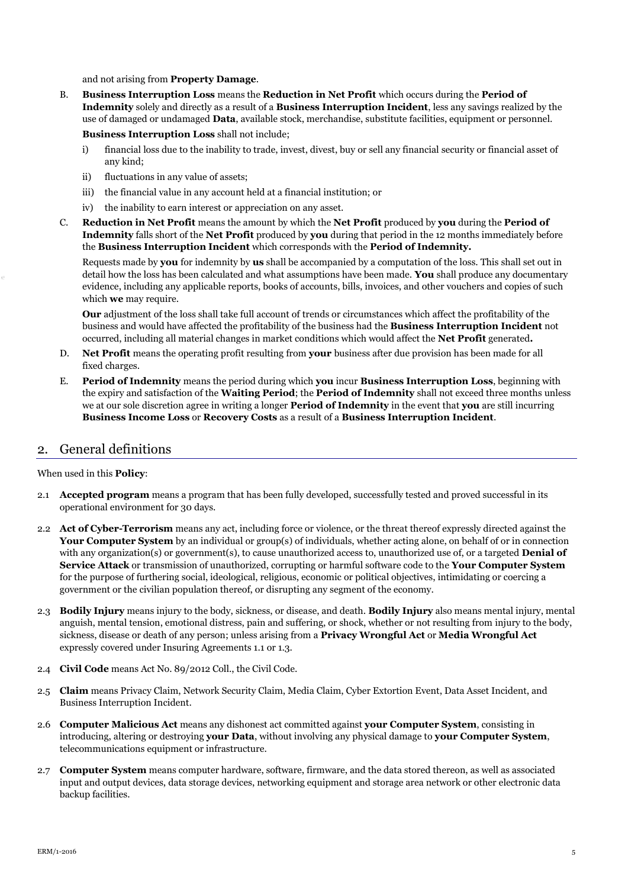and not arising from **Property Damage**.

B. **Business Interruption Loss** means the **Reduction in Net Profit** which occurs during the **Period of Indemnity** solely and directly as a result of a **Business Interruption Incident**, less any savings realized by the use of damaged or undamaged **Data**, available stock, merchandise, substitute facilities, equipment or personnel.

**Business Interruption Loss** shall not include;

i) financial loss due to the inability to trade, invest, divest, buy or sell any financial security or financial asset of any kind;

ii) fluctuations in any value of assets;

iii) the financial value in any account held at a financial institution; or

iv) the inability to earn interest or appreciation on any asset.

C. **Reduction in Net Profit** means the amount by which the **Net Profit** produced by **you** during the **Period of Indemnity** falls short of the **Net Profit** produced by **you** during that period in the 12 months immediately before the **Business Interruption Incident** which corresponds with the **Period of Indemnity.**

Requests made by **you** for indemnity by **us** shall be accompanied by a computation of the loss. This shall set out in detail how the loss has been calculated and what assumptions have been made. **You** shall produce any documentary evidence, including any applicable reports, books of accounts, bills, invoices, and other vouchers and copies of such which **we** may require.

**Our** adjustment of the loss shall take full account of trends or circumstances which affect the profitability of the business and would have affected the profitability of the business had the **Business Interruption Incident** not occurred, including all material changes in market conditions which would affect the **Net Profit** generated**.**

D. **Net Profit** means the operating profit resulting from **your** business after due provision has been made for all fixed charges.

E. **Period of Indemnity** means the period during which **you** incur **Business Interruption Loss**, beginning with the expiry and satisfaction of the **Waiting Period**; the **Period of Indemnity** shall not exceed three months unless we at our sole discretion agree in writing a longer **Period of Indemnity** in the event that **you** are still incurring **Business Income Loss** or **Recovery Costs** as a result of a **Business Interruption Incident**.

## 2. General definitions

When used in this **Policy**:

2.1 **Accepted program** means a program that has been fully developed, successfully tested and proved successful in its operational environment for 30 days.

2.2 **Act of Cyber-Terrorism** means any act, including force or violence, or the threat thereof expressly directed against the **Your Computer System** by an individual or group(s) of individuals, whether acting alone, on behalf of or in connection with any organization(s) or government(s), to cause unauthorized access to, unauthorized use of, or a targeted **Denial of Service Attack** or transmission of unauthorized, corrupting or harmful software code to the **Your Computer System** for the purpose of furthering social, ideological, religious, economic or political objectives, intimidating or coercing a government or the civilian population thereof, or disrupting any segment of the economy.

2.3 **Bodily Injury** means injury to the body, sickness, or disease, and death. **Bodily Injury** also means mental injury, mental anguish, mental tension, emotional distress, pain and suffering, or shock, whether or not resulting from injury to the body, sickness, disease or death of any person; unless arising from a **Privacy Wrongful Act** or **Media Wrongful Act** expressly covered under Insuring Agreements 1.1 or 1.3.

2.4 **Civil Code** means Act No. 89/2012 Coll., the Civil Code.

2.5 **Claim** means Privacy Claim, Network Security Claim, Media Claim, Cyber Extortion Event, Data Asset Incident, and Business Interruption Incident.

2.6 **Computer Malicious Act** means any dishonest act committed against **your Computer System**, consisting in introducing, altering or destroying **your Data**, without involving any physical damage to **your Computer System**, telecommunications equipment or infrastructure.

2.7 **Computer System** means computer hardware, software, firmware, and the data stored thereon, as well as associated input and output devices, data storage devices, networking equipment and storage area network or other electronic data backup facilities.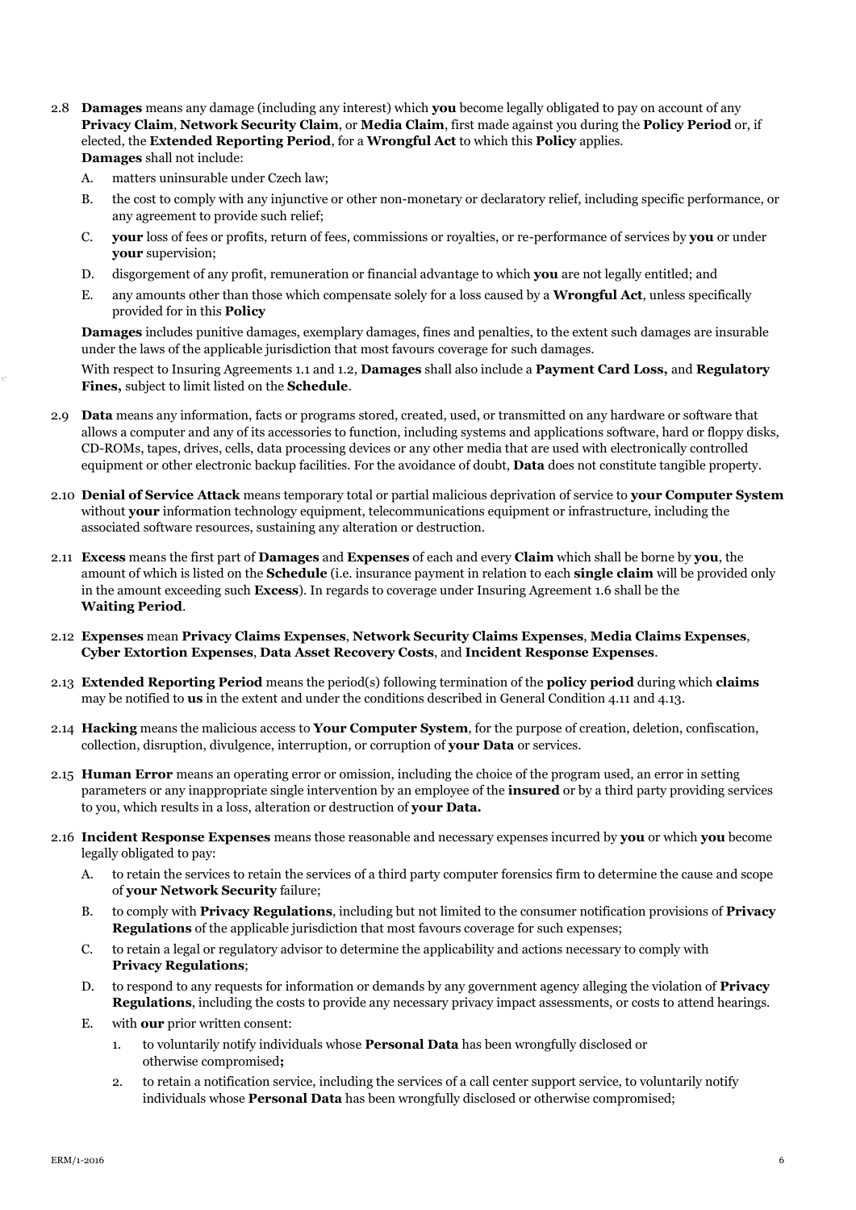2.8 **Damages** means any damage (including any interest) which **you** become legally obligated to pay on account of any **Privacy Claim**, **Network Security Claim**, or **Media Claim**, first made against you during the **Policy Period** or, if elected, the **Extended Reporting Period**, for a **Wrongful Act** to which this **Policy** applies.
**Damages** shall not include:

   A. matters uninsurable under Czech law;

   B. the cost to comply with any injunctive or other non-monetary or declaratory relief, including specific performance, or any agreement to provide such relief;

   C. **your** loss of fees or profits, return of fees, commissions or royalties, or re-performance of services by **you** or under **your** supervision;

   D. disgorgement of any profit, remuneration or financial advantage to which **you** are not legally entitled; and

   E. any amounts other than those which compensate solely for a loss caused by a **Wrongful Act**, unless specifically provided for in this **Policy**

   **Damages** includes punitive damages, exemplary damages, fines and penalties, to the extent such damages are insurable under the laws of the applicable jurisdiction that most favours coverage for such damages.

   With respect to Insuring Agreements 1.1 and 1.2, **Damages** shall also include a **Payment Card Loss,** and **Regulatory Fines,** subject to limit listed on the **Schedule**.

2.9 **Data** means any information, facts or programs stored, created, used, or transmitted on any hardware or software that allows a computer and any of its accessories to function, including systems and applications software, hard or floppy disks, CD-ROMs, tapes, drives, cells, data processing devices or any other media that are used with electronically controlled equipment or other electronic backup facilities. For the avoidance of doubt, **Data** does not constitute tangible property.

2.10 **Denial of Service Attack** means temporary total or partial malicious deprivation of service to **your Computer System** without **your** information technology equipment, telecommunications equipment or infrastructure, including the associated software resources, sustaining any alteration or destruction.

2.11 **Excess** means the first part of **Damages** and **Expenses** of each and every **Claim** which shall be borne by **you**, the amount of which is listed on the **Schedule** (i.e. insurance payment in relation to each **single claim** will be provided only in the amount exceeding such **Excess**). In regards to coverage under Insuring Agreement 1.6 shall be the **Waiting Period**.

2.12 **Expenses** mean **Privacy Claims Expenses**, **Network Security Claims Expenses**, **Media Claims Expenses**, **Cyber Extortion Expenses**, **Data Asset Recovery Costs**, and **Incident Response Expenses**.

2.13 **Extended Reporting Period** means the period(s) following termination of the **policy period** during which **claims** may be notified to **us** in the extent and under the conditions described in General Condition 4.11 and 4.13.

2.14 **Hacking** means the malicious access to **Your Computer System**, for the purpose of creation, deletion, confiscation, collection, disruption, divulgence, interruption, or corruption of **your Data** or services.

2.15 **Human Error** means an operating error or omission, including the choice of the program used, an error in setting parameters or any inappropriate single intervention by an employee of the **insured** or by a third party providing services to you, which results in a loss, alteration or destruction of **your Data.**

2.16 **Incident Response Expenses** means those reasonable and necessary expenses incurred by **you** or which **you** become legally obligated to pay:

   A. to retain the services to retain the services of a third party computer forensics firm to determine the cause and scope of **your Network Security** failure;

   B. to comply with **Privacy Regulations**, including but not limited to the consumer notification provisions of **Privacy Regulations** of the applicable jurisdiction that most favours coverage for such expenses;

   C. to retain a legal or regulatory advisor to determine the applicability and actions necessary to comply with **Privacy Regulations**;

   D. to respond to any requests for information or demands by any government agency alleging the violation of **Privacy Regulations**, including the costs to provide any necessary privacy impact assessments, or costs to attend hearings.

   E. with **our** prior written consent:

      1. to voluntarily notify individuals whose **Personal Data** has been wrongfully disclosed or otherwise compromised**;**

      2. to retain a notification service, including the services of a call center support service, to voluntarily notify individuals whose **Personal Data** has been wrongfully disclosed or otherwise compromised;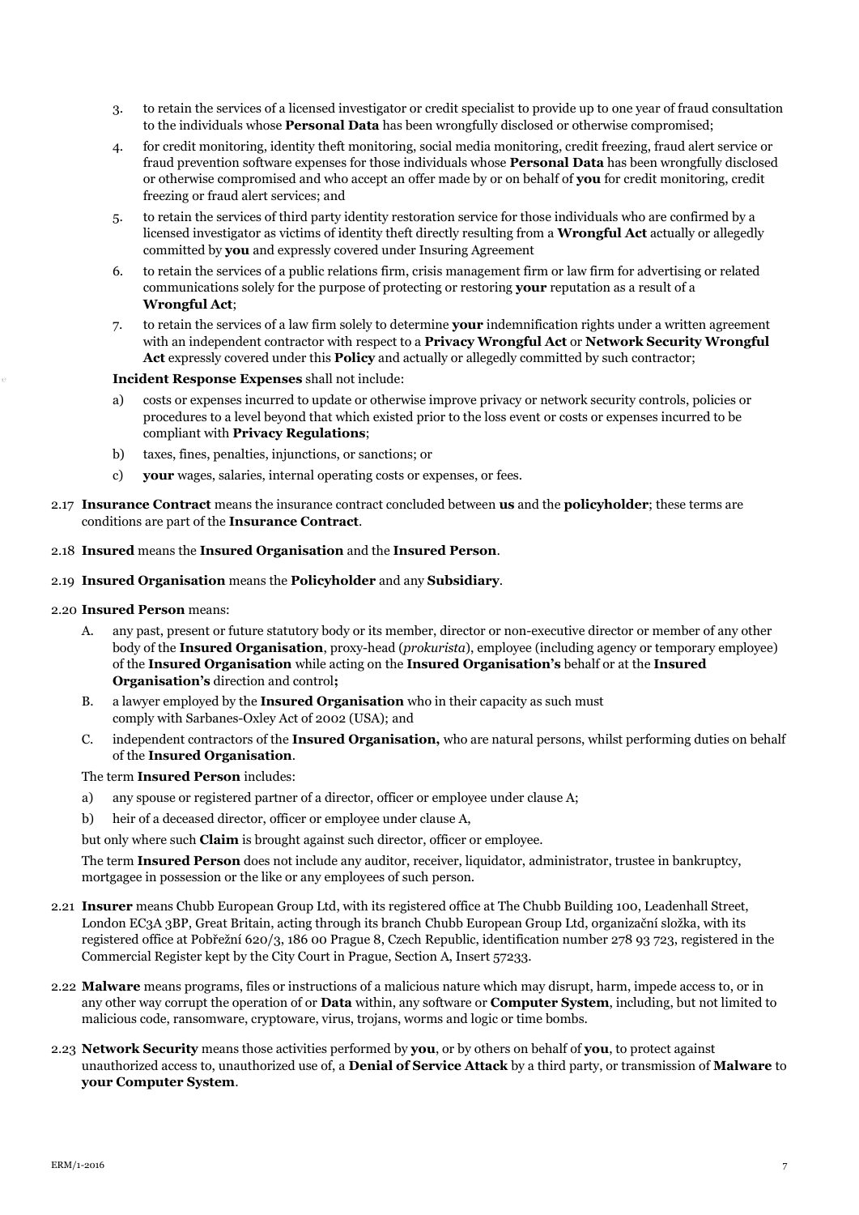3. to retain the services of a licensed investigator or credit specialist to provide up to one year of fraud consultation to the individuals whose **Personal Data** has been wrongfully disclosed or otherwise compromised;

4. for credit monitoring, identity theft monitoring, social media monitoring, credit freezing, fraud alert service or fraud prevention software expenses for those individuals whose **Personal Data** has been wrongfully disclosed or otherwise compromised and who accept an offer made by or on behalf of **you** for credit monitoring, credit freezing or fraud alert services; and

5. to retain the services of third party identity restoration service for those individuals who are confirmed by a licensed investigator as victims of identity theft directly resulting from a **Wrongful Act** actually or allegedly committed by **you** and expressly covered under Insuring Agreement

6. to retain the services of a public relations firm, crisis management firm or law firm for advertising or related communications solely for the purpose of protecting or restoring **your** reputation as a result of a **Wrongful Act**;

7. to retain the services of a law firm solely to determine **your** indemnification rights under a written agreement with an independent contractor with respect to a **Privacy Wrongful Act** or **Network Security Wrongful Act** expressly covered under this **Policy** and actually or allegedly committed by such contractor;

**Incident Response Expenses** shall not include:

a) costs or expenses incurred to update or otherwise improve privacy or network security controls, policies or procedures to a level beyond that which existed prior to the loss event or costs or expenses incurred to be compliant with **Privacy Regulations**;

b) taxes, fines, penalties, injunctions, or sanctions; or

c) **your** wages, salaries, internal operating costs or expenses, or fees.

2.17 **Insurance Contract** means the insurance contract concluded between **us** and the **policyholder**; these terms are conditions are part of the **Insurance Contract**.

2.18 **Insured** means the **Insured Organisation** and the **Insured Person**.

2.19 **Insured Organisation** means the **Policyholder** and any **Subsidiary**.

2.20 **Insured Person** means:

A. any past, present or future statutory body or its member, director or non-executive director or member of any other body of the **Insured Organisation**, proxy-head (*prokurista*), employee (including agency or temporary employee) of the **Insured Organisation** while acting on the **Insured Organisation's** behalf or at the **Insured Organisation's** direction and control**;**

B. a lawyer employed by the **Insured Organisation** who in their capacity as such must comply with Sarbanes-Oxley Act of 2002 (USA); and

C. independent contractors of the **Insured Organisation,** who are natural persons, whilst performing duties on behalf of the **Insured Organisation**.

The term **Insured Person** includes:

a) any spouse or registered partner of a director, officer or employee under clause A;

b) heir of a deceased director, officer or employee under clause A,

but only where such **Claim** is brought against such director, officer or employee.

The term **Insured Person** does not include any auditor, receiver, liquidator, administrator, trustee in bankruptcy, mortgagee in possession or the like or any employees of such person.

2.21 **Insurer** means Chubb European Group Ltd, with its registered office at The Chubb Building 100, Leadenhall Street, London EC3A 3BP, Great Britain, acting through its branch Chubb European Group Ltd, organizační složka, with its registered office at Pobřežní 620/3, 186 00 Prague 8, Czech Republic, identification number 278 93 723, registered in the Commercial Register kept by the City Court in Prague, Section A, Insert 57233.

2.22 **Malware** means programs, files or instructions of a malicious nature which may disrupt, harm, impede access to, or in any other way corrupt the operation of or **Data** within, any software or **Computer System**, including, but not limited to malicious code, ransomware, cryptoware, virus, trojans, worms and logic or time bombs.

2.23 **Network Security** means those activities performed by **you**, or by others on behalf of **you**, to protect against unauthorized access to, unauthorized use of, a **Denial of Service Attack** by a third party, or transmission of **Malware** to **your Computer System**.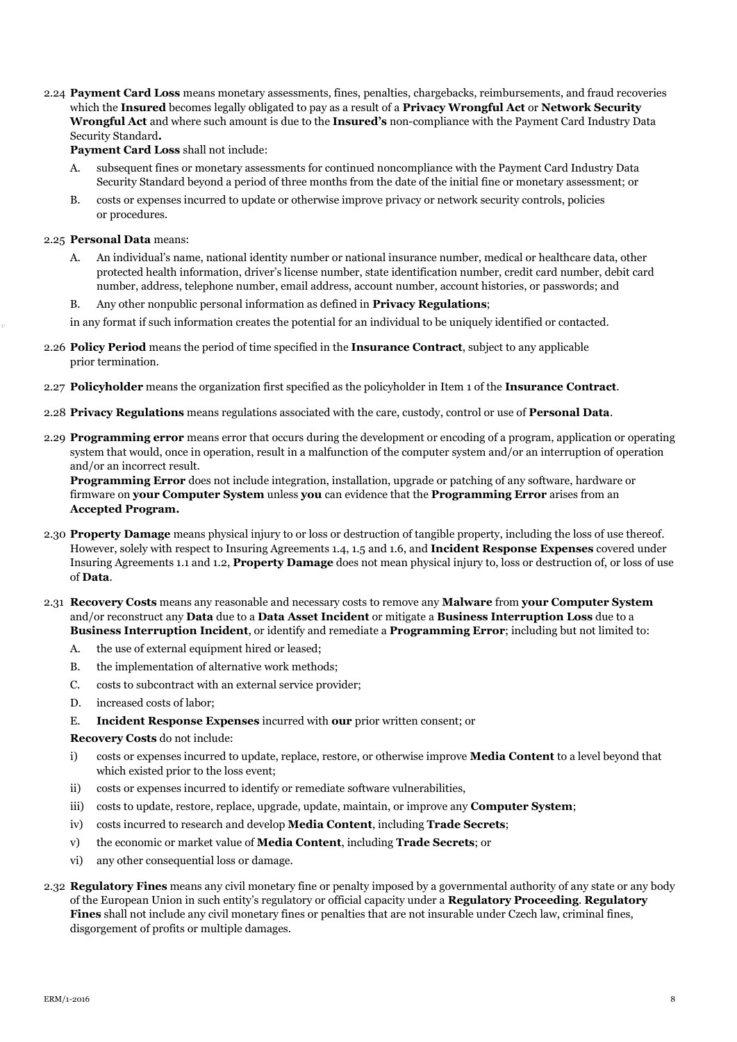2.24 **Payment Card Loss** means monetary assessments, fines, penalties, chargebacks, reimbursements, and fraud recoveries which the **Insured** becomes legally obligated to pay as a result of a **Privacy Wrongful Act** or **Network Security Wrongful Act** and where such amount is due to the **Insured's** non-compliance with the Payment Card Industry Data Security Standard**.**

**Payment Card Loss** shall not include:

A. subsequent fines or monetary assessments for continued noncompliance with the Payment Card Industry Data Security Standard beyond a period of three months from the date of the initial fine or monetary assessment; or

B. costs or expenses incurred to update or otherwise improve privacy or network security controls, policies or procedures.

2.25 **Personal Data** means:

A. An individual's name, national identity number or national insurance number, medical or healthcare data, other protected health information, driver's license number, state identification number, credit card number, debit card number, address, telephone number, email address, account number, account histories, or passwords; and

B. Any other nonpublic personal information as defined in **Privacy Regulations**;

in any format if such information creates the potential for an individual to be uniquely identified or contacted.

2.26 **Policy Period** means the period of time specified in the **Insurance Contract**, subject to any applicable prior termination.

2.27 **Policyholder** means the organization first specified as the policyholder in Item 1 of the **Insurance Contract**.

2.28 **Privacy Regulations** means regulations associated with the care, custody, control or use of **Personal Data**.

2.29 **Programming error** means error that occurs during the development or encoding of a program, application or operating system that would, once in operation, result in a malfunction of the computer system and/or an interruption of operation and/or an incorrect result.

**Programming Error** does not include integration, installation, upgrade or patching of any software, hardware or firmware on **your Computer System** unless **you** can evidence that the **Programming Error** arises from an **Accepted Program.**

2.30 **Property Damage** means physical injury to or loss or destruction of tangible property, including the loss of use thereof. However, solely with respect to Insuring Agreements 1.4, 1.5 and 1.6, and **Incident Response Expenses** covered under Insuring Agreements 1.1 and 1.2, **Property Damage** does not mean physical injury to, loss or destruction of, or loss of use of **Data**.

2.31 **Recovery Costs** means any reasonable and necessary costs to remove any **Malware** from **your Computer System** and/or reconstruct any **Data** due to a **Data Asset Incident** or mitigate a **Business Interruption Loss** due to a **Business Interruption Incident**, or identify and remediate a **Programming Error**; including but not limited to:

A. the use of external equipment hired or leased;

B. the implementation of alternative work methods;

C. costs to subcontract with an external service provider;

D. increased costs of labor;

E. **Incident Response Expenses** incurred with **our** prior written consent; or

**Recovery Costs** do not include:

i) costs or expenses incurred to update, replace, restore, or otherwise improve **Media Content** to a level beyond that which existed prior to the loss event;

ii) costs or expenses incurred to identify or remediate software vulnerabilities,

iii) costs to update, restore, replace, upgrade, update, maintain, or improve any **Computer System**;

iv) costs incurred to research and develop **Media Content**, including **Trade Secrets**;

v) the economic or market value of **Media Content**, including **Trade Secrets**; or

vi) any other consequential loss or damage.

2.32 **Regulatory Fines** means any civil monetary fine or penalty imposed by a governmental authority of any state or any body of the European Union in such entity's regulatory or official capacity under a **Regulatory Proceeding**. **Regulatory Fines** shall not include any civil monetary fines or penalties that are not insurable under Czech law, criminal fines, disgorgement of profits or multiple damages.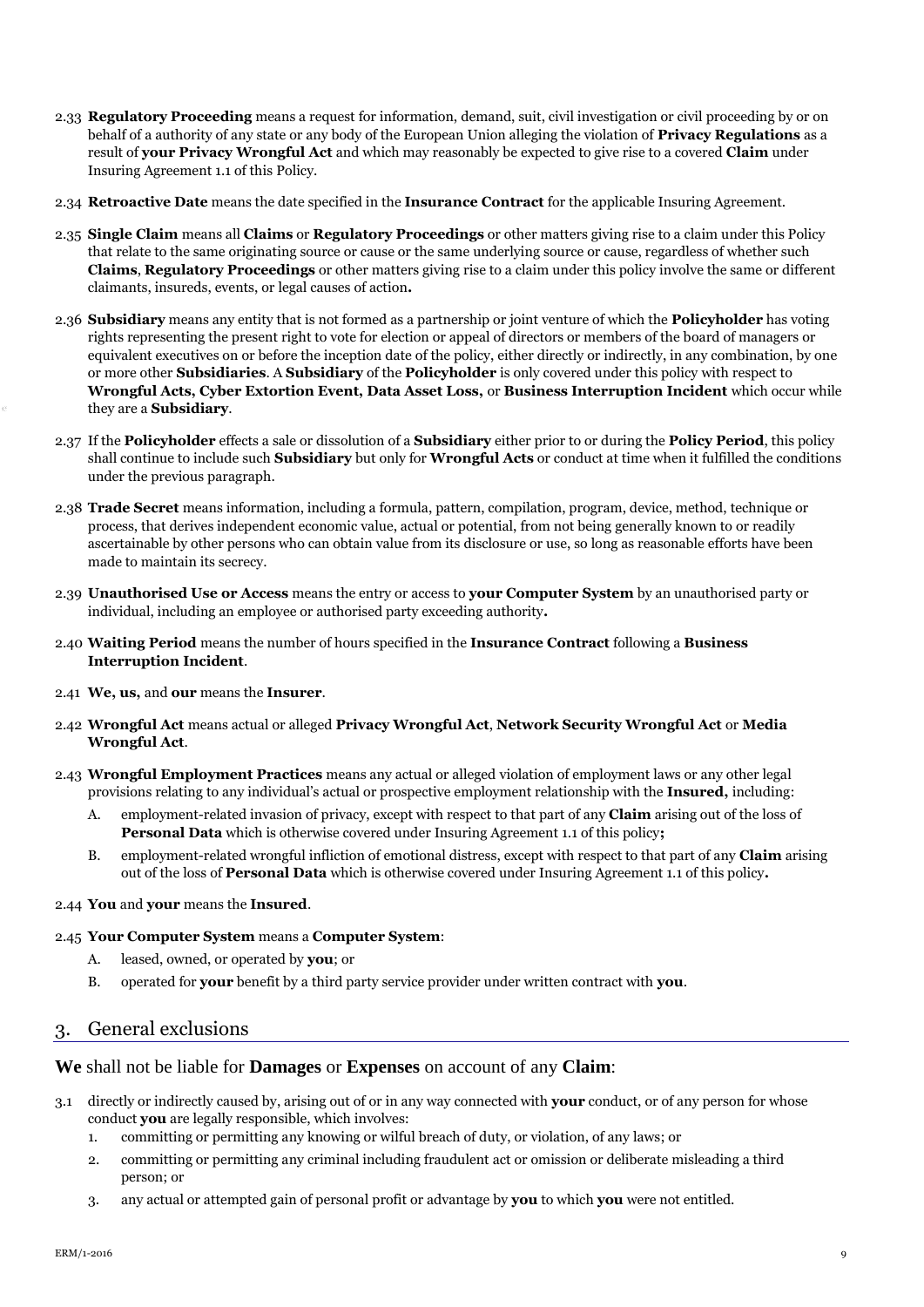2.33 **Regulatory Proceeding** means a request for information, demand, suit, civil investigation or civil proceeding by or on behalf of a authority of any state or any body of the European Union alleging the violation of **Privacy Regulations** as a result of **your Privacy Wrongful Act** and which may reasonably be expected to give rise to a covered **Claim** under Insuring Agreement 1.1 of this Policy.

2.34 **Retroactive Date** means the date specified in the **Insurance Contract** for the applicable Insuring Agreement.

2.35 **Single Claim** means all **Claims** or **Regulatory Proceedings** or other matters giving rise to a claim under this Policy that relate to the same originating source or cause or the same underlying source or cause, regardless of whether such **Claims**, **Regulatory Proceedings** or other matters giving rise to a claim under this policy involve the same or different claimants, insureds, events, or legal causes of action**.**

2.36 **Subsidiary** means any entity that is not formed as a partnership or joint venture of which the **Policyholder** has voting rights representing the present right to vote for election or appeal of directors or members of the board of managers or equivalent executives on or before the inception date of the policy, either directly or indirectly, in any combination, by one or more other **Subsidiaries**. A **Subsidiary** of the **Policyholder** is only covered under this policy with respect to **Wrongful Acts, Cyber Extortion Event, Data Asset Loss,** or **Business Interruption Incident** which occur while they are a **Subsidiary**.

2.37 If the **Policyholder** effects a sale or dissolution of a **Subsidiary** either prior to or during the **Policy Period**, this policy shall continue to include such **Subsidiary** but only for **Wrongful Acts** or conduct at time when it fulfilled the conditions under the previous paragraph.

2.38 **Trade Secret** means information, including a formula, pattern, compilation, program, device, method, technique or process, that derives independent economic value, actual or potential, from not being generally known to or readily ascertainable by other persons who can obtain value from its disclosure or use, so long as reasonable efforts have been made to maintain its secrecy.

2.39 **Unauthorised Use or Access** means the entry or access to **your Computer System** by an unauthorised party or individual, including an employee or authorised party exceeding authority**.**

2.40 **Waiting Period** means the number of hours specified in the **Insurance Contract** following a **Business Interruption Incident**.

2.41 **We, us,** and **our** means the **Insurer**.

2.42 **Wrongful Act** means actual or alleged **Privacy Wrongful Act**, **Network Security Wrongful Act** or **Media Wrongful Act**.

2.43 **Wrongful Employment Practices** means any actual or alleged violation of employment laws or any other legal provisions relating to any individual's actual or prospective employment relationship with the **Insured,** including:

   A. employment-related invasion of privacy, except with respect to that part of any **Claim** arising out of the loss of **Personal Data** which is otherwise covered under Insuring Agreement 1.1 of this policy**;**

   B. employment-related wrongful infliction of emotional distress, except with respect to that part of any **Claim** arising out of the loss of **Personal Data** which is otherwise covered under Insuring Agreement 1.1 of this policy**.**

2.44 **You** and **your** means the **Insured**.

2.45 **Your Computer System** means a **Computer System**:

   A. leased, owned, or operated by **you**; or

   B. operated for **your** benefit by a third party service provider under written contract with **you**.

## 3. General exclusions

**We** shall not be liable for **Damages** or **Expenses** on account of any **Claim**:

3.1 directly or indirectly caused by, arising out of or in any way connected with **your** conduct, or of any person for whose conduct **you** are legally responsible, which involves:

   1. committing or permitting any knowing or wilful breach of duty, or violation, of any laws; or
   2. committing or permitting any criminal including fraudulent act or omission or deliberate misleading a third person; or
   3. any actual or attempted gain of personal profit or advantage by **you** to which **you** were not entitled.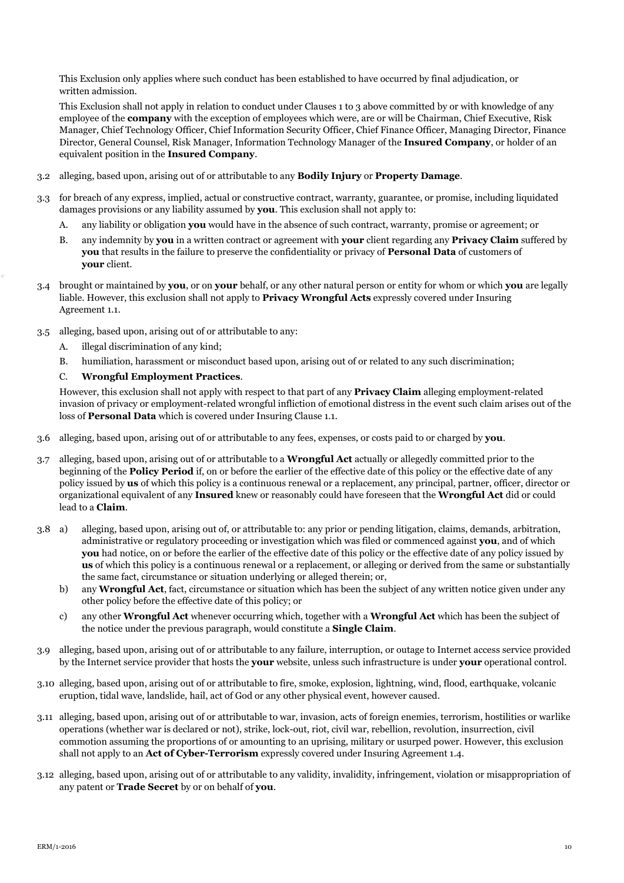This Exclusion only applies where such conduct has been established to have occurred by final adjudication, or written admission.

This Exclusion shall not apply in relation to conduct under Clauses 1 to 3 above committed by or with knowledge of any employee of the **company** with the exception of employees which were, are or will be Chairman, Chief Executive, Risk Manager, Chief Technology Officer, Chief Information Security Officer, Chief Finance Officer, Managing Director, Finance Director, General Counsel, Risk Manager, Information Technology Manager of the **Insured Company**, or holder of an equivalent position in the **Insured Company**.

3.2 alleging, based upon, arising out of or attributable to any **Bodily Injury** or **Property Damage**.

3.3 for breach of any express, implied, actual or constructive contract, warranty, guarantee, or promise, including liquidated damages provisions or any liability assumed by **you**. This exclusion shall not apply to:

   A. any liability or obligation **you** would have in the absence of such contract, warranty, promise or agreement; or

   B. any indemnity by **you** in a written contract or agreement with **your** client regarding any **Privacy Claim** suffered by **you** that results in the failure to preserve the confidentiality or privacy of **Personal Data** of customers of **your** client.

3.4 brought or maintained by **you**, or on **your** behalf, or any other natural person or entity for whom or which **you** are legally liable. However, this exclusion shall not apply to **Privacy Wrongful Acts** expressly covered under Insuring Agreement 1.1.

3.5 alleging, based upon, arising out of or attributable to any:

   A. illegal discrimination of any kind;

   B. humiliation, harassment or misconduct based upon, arising out of or related to any such discrimination;

   C. **Wrongful Employment Practices**.

   However, this exclusion shall not apply with respect to that part of any **Privacy Claim** alleging employment-related invasion of privacy or employment-related wrongful infliction of emotional distress in the event such claim arises out of the loss of **Personal Data** which is covered under Insuring Clause 1.1.

3.6 alleging, based upon, arising out of or attributable to any fees, expenses, or costs paid to or charged by **you**.

3.7 alleging, based upon, arising out of or attributable to a **Wrongful Act** actually or allegedly committed prior to the beginning of the **Policy Period** if, on or before the earlier of the effective date of this policy or the effective date of any policy issued by **us** of which this policy is a continuous renewal or a replacement, any principal, partner, officer, director or organizational equivalent of any **Insured** knew or reasonably could have foreseen that the **Wrongful Act** did or could lead to a **Claim**.

3.8 a) alleging, based upon, arising out of, or attributable to: any prior or pending litigation, claims, demands, arbitration, administrative or regulatory proceeding or investigation which was filed or commenced against **you**, and of which **you** had notice, on or before the earlier of the effective date of this policy or the effective date of any policy issued by **us** of which this policy is a continuous renewal or a replacement, or alleging or derived from the same or substantially the same fact, circumstance or situation underlying or alleged therein; or,

   b) any **Wrongful Act**, fact, circumstance or situation which has been the subject of any written notice given under any other policy before the effective date of this policy; or

   c) any other **Wrongful Act** whenever occurring which, together with a **Wrongful Act** which has been the subject of the notice under the previous paragraph, would constitute a **Single Claim**.

3.9 alleging, based upon, arising out of or attributable to any failure, interruption, or outage to Internet access service provided by the Internet service provider that hosts the **your** website, unless such infrastructure is under **your** operational control.

3.10 alleging, based upon, arising out of or attributable to fire, smoke, explosion, lightning, wind, flood, earthquake, volcanic eruption, tidal wave, landslide, hail, act of God or any other physical event, however caused.

3.11 alleging, based upon, arising out of or attributable to war, invasion, acts of foreign enemies, terrorism, hostilities or warlike operations (whether war is declared or not), strike, lock-out, riot, civil war, rebellion, revolution, insurrection, civil commotion assuming the proportions of or amounting to an uprising, military or usurped power. However, this exclusion shall not apply to an **Act of Cyber-Terrorism** expressly covered under Insuring Agreement 1.4.

3.12 alleging, based upon, arising out of or attributable to any validity, invalidity, infringement, violation or misappropriation of any patent or **Trade Secret** by or on behalf of **you**.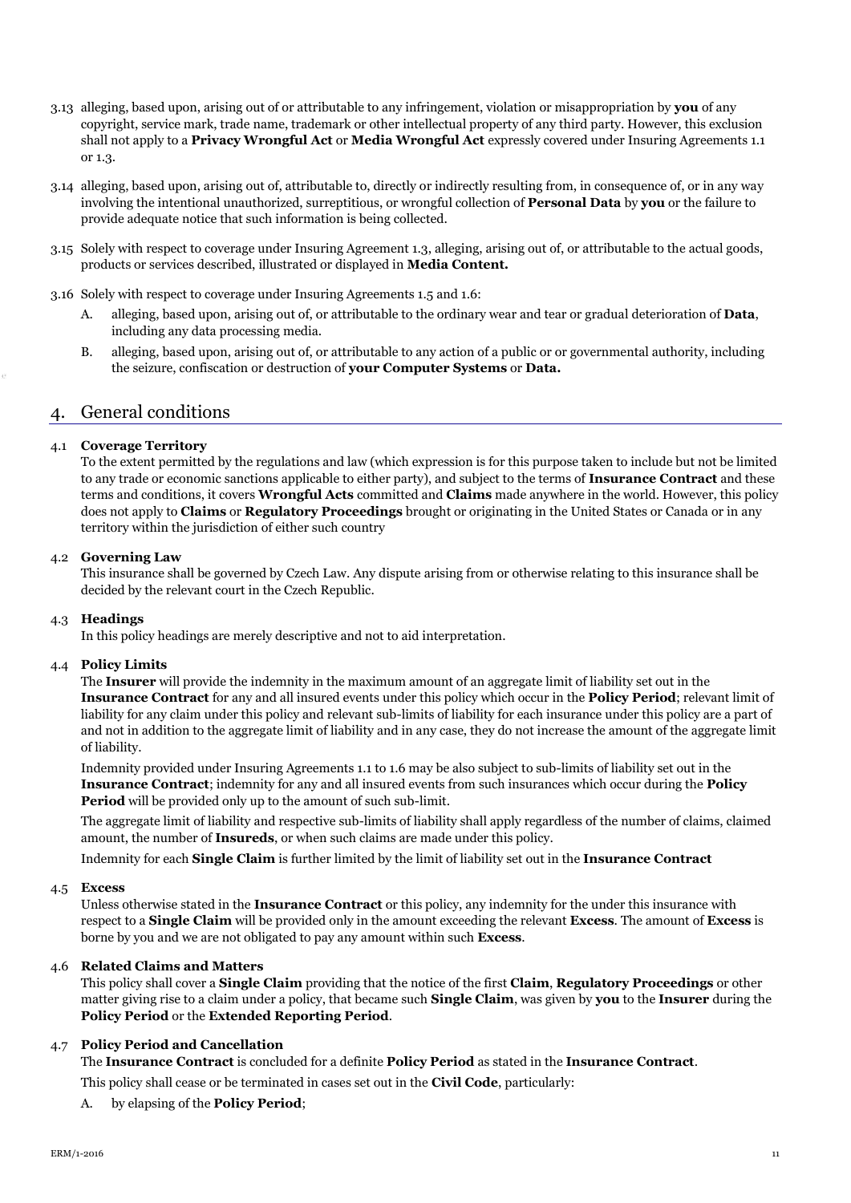3.13 alleging, based upon, arising out of or attributable to any infringement, violation or misappropriation by **you** of any copyright, service mark, trade name, trademark or other intellectual property of any third party. However, this exclusion shall not apply to a **Privacy Wrongful Act** or **Media Wrongful Act** expressly covered under Insuring Agreements 1.1 or 1.3.

3.14 alleging, based upon, arising out of, attributable to, directly or indirectly resulting from, in consequence of, or in any way involving the intentional unauthorized, surreptitious, or wrongful collection of **Personal Data** by **you** or the failure to provide adequate notice that such information is being collected.

3.15 Solely with respect to coverage under Insuring Agreement 1.3, alleging, arising out of, or attributable to the actual goods, products or services described, illustrated or displayed in **Media Content.**

3.16 Solely with respect to coverage under Insuring Agreements 1.5 and 1.6:

A. alleging, based upon, arising out of, or attributable to the ordinary wear and tear or gradual deterioration of **Data**, including any data processing media.

B. alleging, based upon, arising out of, or attributable to any action of a public or or governmental authority, including the seizure, confiscation or destruction of **your Computer Systems** or **Data.**

## 4. General conditions

### 4.1 Coverage Territory

To the extent permitted by the regulations and law (which expression is for this purpose taken to include but not be limited to any trade or economic sanctions applicable to either party), and subject to the terms of **Insurance Contract** and these terms and conditions, it covers **Wrongful Acts** committed and **Claims** made anywhere in the world. However, this policy does not apply to **Claims** or **Regulatory Proceedings** brought or originating in the United States or Canada or in any territory within the jurisdiction of either such country

### 4.2 Governing Law

This insurance shall be governed by Czech Law. Any dispute arising from or otherwise relating to this insurance shall be decided by the relevant court in the Czech Republic.

### 4.3 Headings

In this policy headings are merely descriptive and not to aid interpretation.

### 4.4 Policy Limits

The **Insurer** will provide the indemnity in the maximum amount of an aggregate limit of liability set out in the **Insurance Contract** for any and all insured events under this policy which occur in the **Policy Period**; relevant limit of liability for any claim under this policy and relevant sub-limits of liability for each insurance under this policy are a part of and not in addition to the aggregate limit of liability and in any case, they do not increase the amount of the aggregate limit of liability.

Indemnity provided under Insuring Agreements 1.1 to 1.6 may be also subject to sub-limits of liability set out in the **Insurance Contract**; indemnity for any and all insured events from such insurances which occur during the **Policy Period** will be provided only up to the amount of such sub-limit.

The aggregate limit of liability and respective sub-limits of liability shall apply regardless of the number of claims, claimed amount, the number of **Insureds**, or when such claims are made under this policy.

Indemnity for each **Single Claim** is further limited by the limit of liability set out in the **Insurance Contract**

### 4.5 Excess

Unless otherwise stated in the **Insurance Contract** or this policy, any indemnity for the under this insurance with respect to a **Single Claim** will be provided only in the amount exceeding the relevant **Excess**. The amount of **Excess** is borne by you and we are not obligated to pay any amount within such **Excess**.

### 4.6 Related Claims and Matters

This policy shall cover a **Single Claim** providing that the notice of the first **Claim**, **Regulatory Proceedings** or other matter giving rise to a claim under a policy, that became such **Single Claim**, was given by **you** to the **Insurer** during the **Policy Period** or the **Extended Reporting Period**.

### 4.7 Policy Period and Cancellation

The **Insurance Contract** is concluded for a definite **Policy Period** as stated in the **Insurance Contract**.

This policy shall cease or be terminated in cases set out in the **Civil Code**, particularly:

A. by elapsing of the **Policy Period**;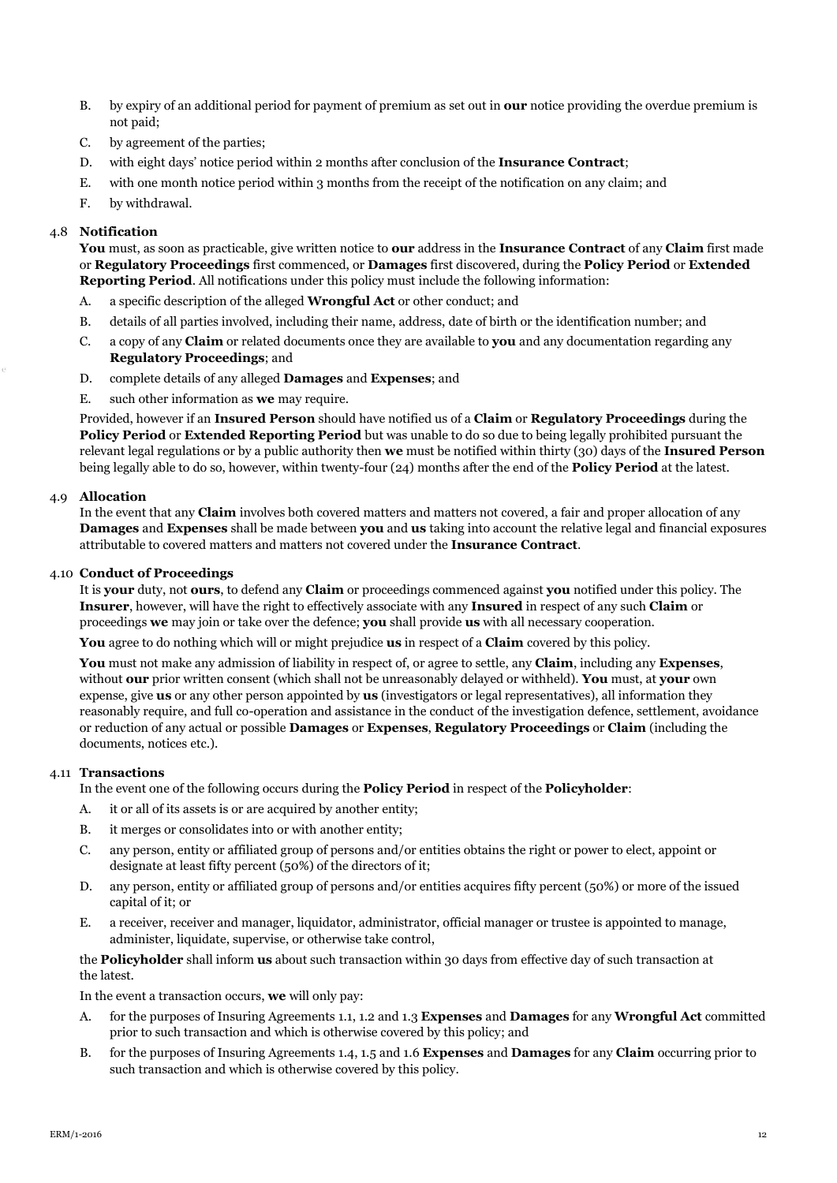B. by expiry of an additional period for payment of premium as set out in **our** notice providing the overdue premium is not paid;

C. by agreement of the parties;

D. with eight days' notice period within 2 months after conclusion of the **Insurance Contract**;

E. with one month notice period within 3 months from the receipt of the notification on any claim; and

F. by withdrawal.

4.8 **Notification**

**You** must, as soon as practicable, give written notice to **our** address in the **Insurance Contract** of any **Claim** first made or **Regulatory Proceedings** first commenced, or **Damages** first discovered, during the **Policy Period** or **Extended Reporting Period**. All notifications under this policy must include the following information:

A. a specific description of the alleged **Wrongful Act** or other conduct; and

B. details of all parties involved, including their name, address, date of birth or the identification number; and

C. a copy of any **Claim** or related documents once they are available to **you** and any documentation regarding any **Regulatory Proceedings**; and

D. complete details of any alleged **Damages** and **Expenses**; and

E. such other information as **we** may require.

Provided, however if an **Insured Person** should have notified us of a **Claim** or **Regulatory Proceedings** during the **Policy Period** or **Extended Reporting Period** but was unable to do so due to being legally prohibited pursuant the relevant legal regulations or by a public authority then **we** must be notified within thirty (30) days of the **Insured Person** being legally able to do so, however, within twenty-four (24) months after the end of the **Policy Period** at the latest.

4.9 **Allocation**

In the event that any **Claim** involves both covered matters and matters not covered, a fair and proper allocation of any **Damages** and **Expenses** shall be made between **you** and **us** taking into account the relative legal and financial exposures attributable to covered matters and matters not covered under the **Insurance Contract**.

4.10 **Conduct of Proceedings**

It is **your** duty, not **ours**, to defend any **Claim** or proceedings commenced against **you** notified under this policy. The **Insurer**, however, will have the right to effectively associate with any **Insured** in respect of any such **Claim** or proceedings **we** may join or take over the defence; **you** shall provide **us** with all necessary cooperation.

**You** agree to do nothing which will or might prejudice **us** in respect of a **Claim** covered by this policy.

**You** must not make any admission of liability in respect of, or agree to settle, any **Claim**, including any **Expenses**, without **our** prior written consent (which shall not be unreasonably delayed or withheld). **You** must, at **your** own expense, give **us** or any other person appointed by **us** (investigators or legal representatives), all information they reasonably require, and full co-operation and assistance in the conduct of the investigation defence, settlement, avoidance or reduction of any actual or possible **Damages** or **Expenses**, **Regulatory Proceedings** or **Claim** (including the documents, notices etc.).

4.11 **Transactions**

In the event one of the following occurs during the **Policy Period** in respect of the **Policyholder**:

A. it or all of its assets is or are acquired by another entity;

B. it merges or consolidates into or with another entity;

C. any person, entity or affiliated group of persons and/or entities obtains the right or power to elect, appoint or designate at least fifty percent (50%) of the directors of it;

D. any person, entity or affiliated group of persons and/or entities acquires fifty percent (50%) or more of the issued capital of it; or

E. a receiver, receiver and manager, liquidator, administrator, official manager or trustee is appointed to manage, administer, liquidate, supervise, or otherwise take control,

the **Policyholder** shall inform **us** about such transaction within 30 days from effective day of such transaction at the latest.

In the event a transaction occurs, **we** will only pay:

A. for the purposes of Insuring Agreements 1.1, 1.2 and 1.3 **Expenses** and **Damages** for any **Wrongful Act** committed prior to such transaction and which is otherwise covered by this policy; and

B. for the purposes of Insuring Agreements 1.4, 1.5 and 1.6 **Expenses** and **Damages** for any **Claim** occurring prior to such transaction and which is otherwise covered by this policy.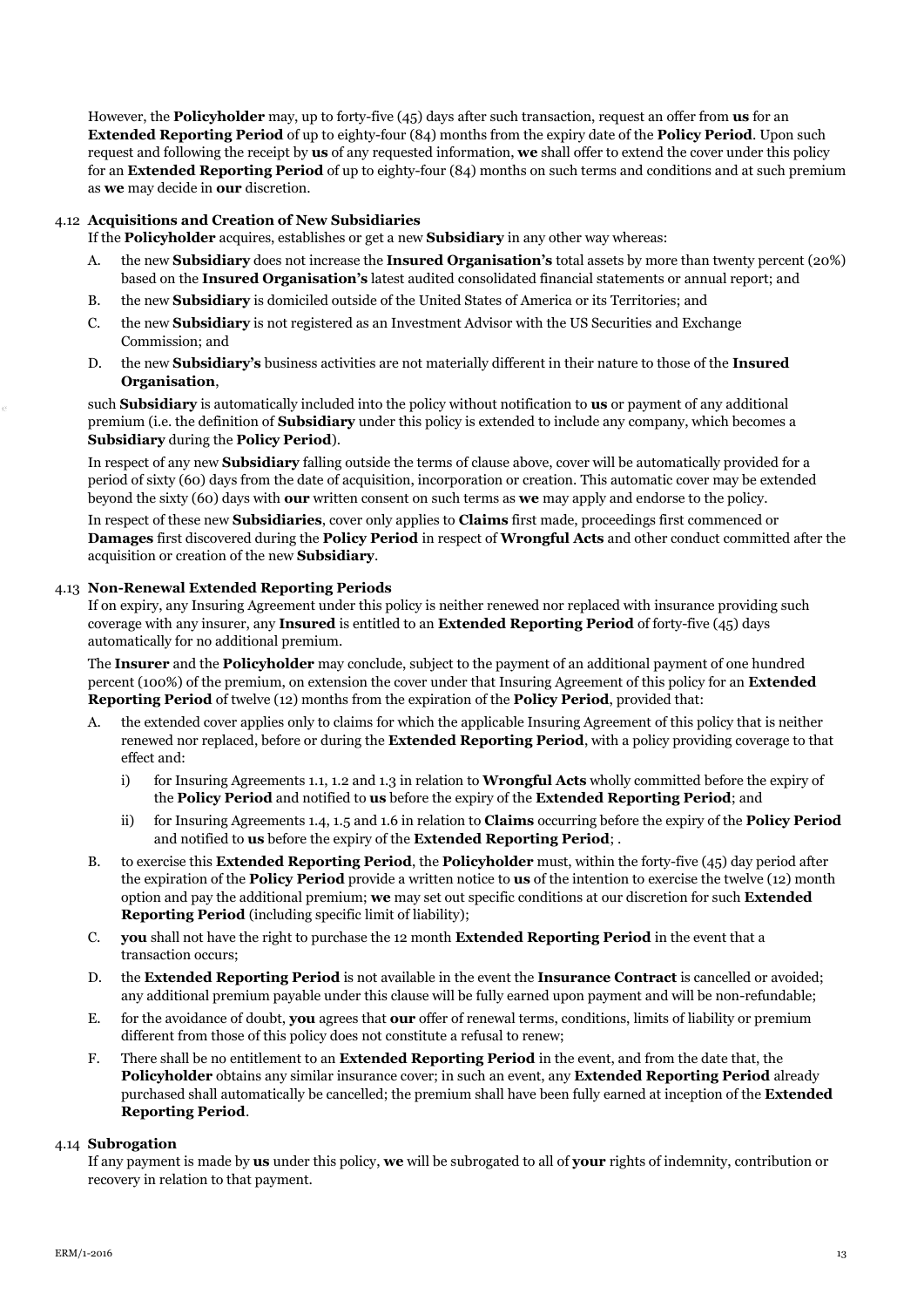However, the **Policyholder** may, up to forty-five (45) days after such transaction, request an offer from **us** for an **Extended Reporting Period** of up to eighty-four (84) months from the expiry date of the **Policy Period**. Upon such request and following the receipt by **us** of any requested information, **we** shall offer to extend the cover under this policy for an **Extended Reporting Period** of up to eighty-four (84) months on such terms and conditions and at such premium as **we** may decide in **our** discretion.

### 4.12 Acquisitions and Creation of New Subsidiaries

If the **Policyholder** acquires, establishes or get a new **Subsidiary** in any other way whereas:

A. the new **Subsidiary** does not increase the **Insured Organisation's** total assets by more than twenty percent (20%) based on the **Insured Organisation's** latest audited consolidated financial statements or annual report; and

B. the new **Subsidiary** is domiciled outside of the United States of America or its Territories; and

C. the new **Subsidiary** is not registered as an Investment Advisor with the US Securities and Exchange Commission; and

D. the new **Subsidiary's** business activities are not materially different in their nature to those of the **Insured Organisation**,

such **Subsidiary** is automatically included into the policy without notification to **us** or payment of any additional premium (i.e. the definition of **Subsidiary** under this policy is extended to include any company, which becomes a **Subsidiary** during the **Policy Period**).

In respect of any new **Subsidiary** falling outside the terms of clause above, cover will be automatically provided for a period of sixty (60) days from the date of acquisition, incorporation or creation. This automatic cover may be extended beyond the sixty (60) days with **our** written consent on such terms as **we** may apply and endorse to the policy.

In respect of these new **Subsidiaries**, cover only applies to **Claims** first made, proceedings first commenced or **Damages** first discovered during the **Policy Period** in respect of **Wrongful Acts** and other conduct committed after the acquisition or creation of the new **Subsidiary**.

### 4.13 Non-Renewal Extended Reporting Periods

If on expiry, any Insuring Agreement under this policy is neither renewed nor replaced with insurance providing such coverage with any insurer, any **Insured** is entitled to an **Extended Reporting Period** of forty-five (45) days automatically for no additional premium.

The **Insurer** and the **Policyholder** may conclude, subject to the payment of an additional payment of one hundred percent (100%) of the premium, on extension the cover under that Insuring Agreement of this policy for an **Extended Reporting Period** of twelve (12) months from the expiration of the **Policy Period**, provided that:

A. the extended cover applies only to claims for which the applicable Insuring Agreement of this policy that is neither renewed nor replaced, before or during the **Extended Reporting Period**, with a policy providing coverage to that effect and:

   i) for Insuring Agreements 1.1, 1.2 and 1.3 in relation to **Wrongful Acts** wholly committed before the expiry of the **Policy Period** and notified to **us** before the expiry of the **Extended Reporting Period**; and

   ii) for Insuring Agreements 1.4, 1.5 and 1.6 in relation to **Claims** occurring before the expiry of the **Policy Period** and notified to **us** before the expiry of the **Extended Reporting Period**; .

B. to exercise this **Extended Reporting Period**, the **Policyholder** must, within the forty-five (45) day period after the expiration of the **Policy Period** provide a written notice to **us** of the intention to exercise the twelve (12) month option and pay the additional premium; **we** may set out specific conditions at our discretion for such **Extended Reporting Period** (including specific limit of liability);

C. **you** shall not have the right to purchase the 12 month **Extended Reporting Period** in the event that a transaction occurs;

D. the **Extended Reporting Period** is not available in the event the **Insurance Contract** is cancelled or avoided; any additional premium payable under this clause will be fully earned upon payment and will be non-refundable;

E. for the avoidance of doubt, **you** agrees that **our** offer of renewal terms, conditions, limits of liability or premium different from those of this policy does not constitute a refusal to renew;

F. There shall be no entitlement to an **Extended Reporting Period** in the event, and from the date that, the **Policyholder** obtains any similar insurance cover; in such an event, any **Extended Reporting Period** already purchased shall automatically be cancelled; the premium shall have been fully earned at inception of the **Extended Reporting Period**.

### 4.14 Subrogation

If any payment is made by **us** under this policy, **we** will be subrogated to all of **your** rights of indemnity, contribution or recovery in relation to that payment.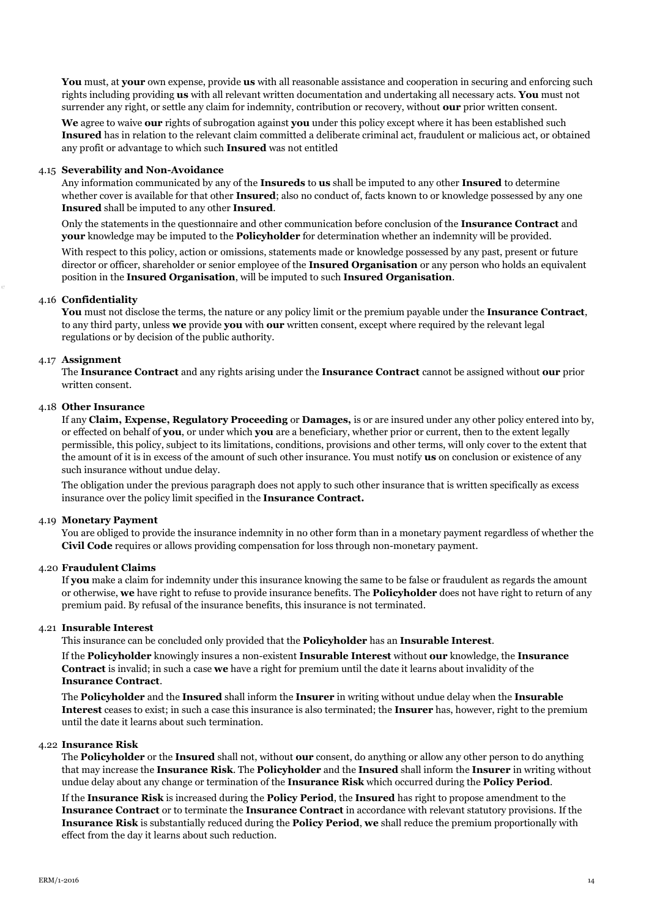**You** must, at **your** own expense, provide **us** with all reasonable assistance and cooperation in securing and enforcing such rights including providing **us** with all relevant written documentation and undertaking all necessary acts. **You** must not surrender any right, or settle any claim for indemnity, contribution or recovery, without **our** prior written consent.

**We** agree to waive **our** rights of subrogation against **you** under this policy except where it has been established such **Insured** has in relation to the relevant claim committed a deliberate criminal act, fraudulent or malicious act, or obtained any profit or advantage to which such **Insured** was not entitled

4.15 **Severability and Non-Avoidance**

Any information communicated by any of the **Insureds** to **us** shall be imputed to any other **Insured** to determine whether cover is available for that other **Insured**; also no conduct of, facts known to or knowledge possessed by any one **Insured** shall be imputed to any other **Insured**.

Only the statements in the questionnaire and other communication before conclusion of the **Insurance Contract** and **your** knowledge may be imputed to the **Policyholder** for determination whether an indemnity will be provided.

With respect to this policy, action or omissions, statements made or knowledge possessed by any past, present or future director or officer, shareholder or senior employee of the **Insured Organisation** or any person who holds an equivalent position in the **Insured Organisation**, will be imputed to such **Insured Organisation**.

4.16 **Confidentiality**

**You** must not disclose the terms, the nature or any policy limit or the premium payable under the **Insurance Contract**, to any third party, unless **we** provide **you** with **our** written consent, except where required by the relevant legal regulations or by decision of the public authority.

4.17 **Assignment**

The **Insurance Contract** and any rights arising under the **Insurance Contract** cannot be assigned without **our** prior written consent.

4.18 **Other Insurance**

If any **Claim, Expense, Regulatory Proceeding** or **Damages,** is or are insured under any other policy entered into by, or effected on behalf of **you**, or under which **you** are a beneficiary, whether prior or current, then to the extent legally permissible, this policy, subject to its limitations, conditions, provisions and other terms, will only cover to the extent that the amount of it is in excess of the amount of such other insurance. You must notify **us** on conclusion or existence of any such insurance without undue delay.

The obligation under the previous paragraph does not apply to such other insurance that is written specifically as excess insurance over the policy limit specified in the **Insurance Contract.**

4.19 **Monetary Payment**

You are obliged to provide the insurance indemnity in no other form than in a monetary payment regardless of whether the **Civil Code** requires or allows providing compensation for loss through non-monetary payment.

4.20 **Fraudulent Claims**

If **you** make a claim for indemnity under this insurance knowing the same to be false or fraudulent as regards the amount or otherwise, **we** have right to refuse to provide insurance benefits. The **Policyholder** does not have right to return of any premium paid. By refusal of the insurance benefits, this insurance is not terminated.

4.21 **Insurable Interest**

This insurance can be concluded only provided that the **Policyholder** has an **Insurable Interest**.

If the **Policyholder** knowingly insures a non-existent **Insurable Interest** without **our** knowledge, the **Insurance Contract** is invalid; in such a case **we** have a right for premium until the date it learns about invalidity of the **Insurance Contract**.

The **Policyholder** and the **Insured** shall inform the **Insurer** in writing without undue delay when the **Insurable Interest** ceases to exist; in such a case this insurance is also terminated; the **Insurer** has, however, right to the premium until the date it learns about such termination.

4.22 **Insurance Risk**

The **Policyholder** or the **Insured** shall not, without **our** consent, do anything or allow any other person to do anything that may increase the **Insurance Risk**. The **Policyholder** and the **Insured** shall inform the **Insurer** in writing without undue delay about any change or termination of the **Insurance Risk** which occurred during the **Policy Period**.

If the **Insurance Risk** is increased during the **Policy Period**, the **Insured** has right to propose amendment to the **Insurance Contract** or to terminate the **Insurance Contract** in accordance with relevant statutory provisions. If the **Insurance Risk** is substantially reduced during the **Policy Period**, **we** shall reduce the premium proportionally with effect from the day it learns about such reduction.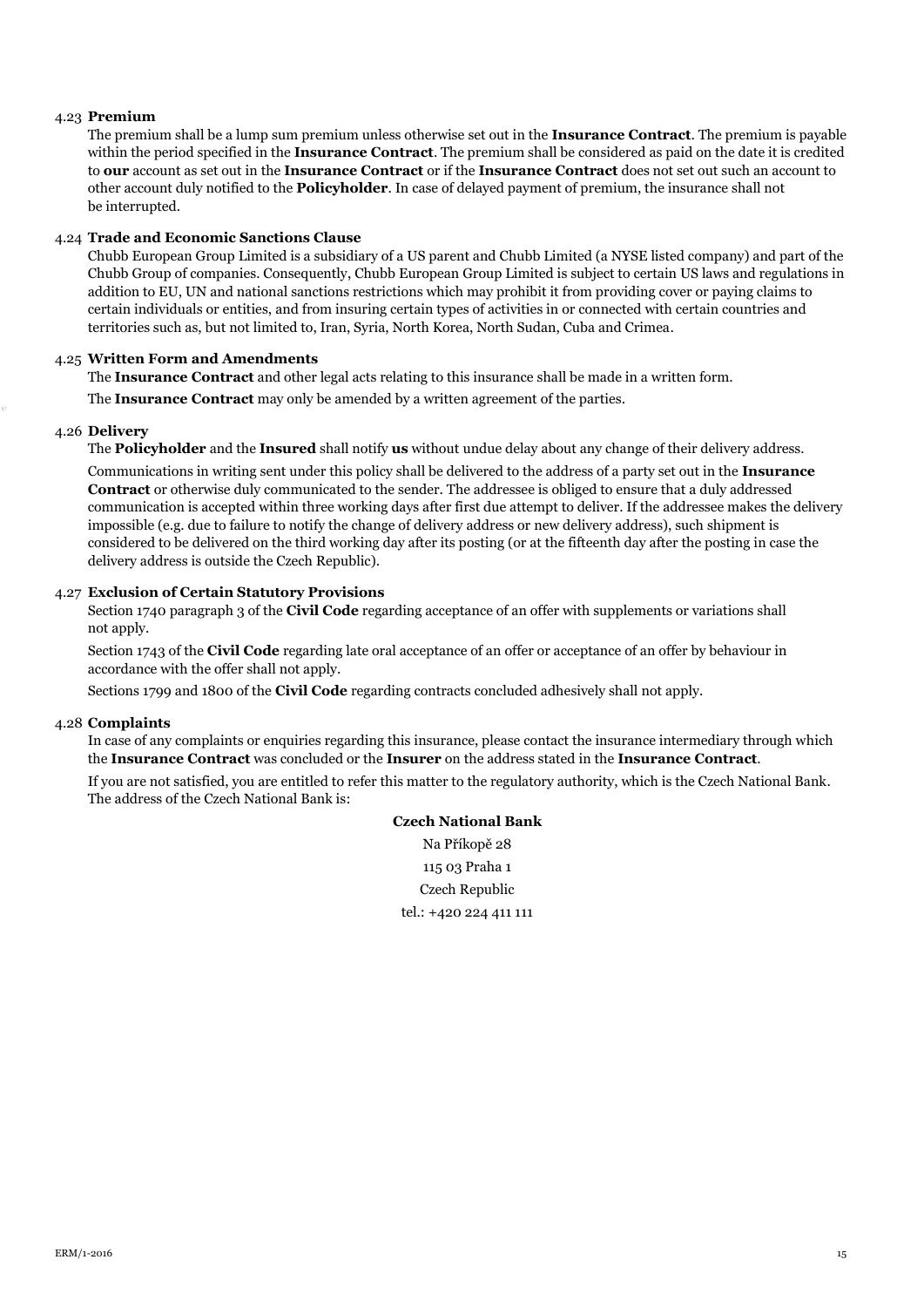4.23 **Premium**

The premium shall be a lump sum premium unless otherwise set out in the **Insurance Contract**. The premium is payable within the period specified in the **Insurance Contract**. The premium shall be considered as paid on the date it is credited to **our** account as set out in the **Insurance Contract** or if the **Insurance Contract** does not set out such an account to other account duly notified to the **Policyholder**. In case of delayed payment of premium, the insurance shall not be interrupted.

4.24 **Trade and Economic Sanctions Clause**

Chubb European Group Limited is a subsidiary of a US parent and Chubb Limited (a NYSE listed company) and part of the Chubb Group of companies. Consequently, Chubb European Group Limited is subject to certain US laws and regulations in addition to EU, UN and national sanctions restrictions which may prohibit it from providing cover or paying claims to certain individuals or entities, and from insuring certain types of activities in or connected with certain countries and territories such as, but not limited to, Iran, Syria, North Korea, North Sudan, Cuba and Crimea.

4.25 **Written Form and Amendments**

The **Insurance Contract** and other legal acts relating to this insurance shall be made in a written form.

The **Insurance Contract** may only be amended by a written agreement of the parties.

4.26 **Delivery**

The **Policyholder** and the **Insured** shall notify **us** without undue delay about any change of their delivery address.

Communications in writing sent under this policy shall be delivered to the address of a party set out in the **Insurance Contract** or otherwise duly communicated to the sender. The addressee is obliged to ensure that a duly addressed communication is accepted within three working days after first due attempt to deliver. If the addressee makes the delivery impossible (e.g. due to failure to notify the change of delivery address or new delivery address), such shipment is considered to be delivered on the third working day after its posting (or at the fifteenth day after the posting in case the delivery address is outside the Czech Republic).

4.27 **Exclusion of Certain Statutory Provisions**

Section 1740 paragraph 3 of the **Civil Code** regarding acceptance of an offer with supplements or variations shall not apply.

Section 1743 of the **Civil Code** regarding late oral acceptance of an offer or acceptance of an offer by behaviour in accordance with the offer shall not apply.

Sections 1799 and 1800 of the **Civil Code** regarding contracts concluded adhesively shall not apply.

4.28 **Complaints**

In case of any complaints or enquiries regarding this insurance, please contact the insurance intermediary through which the **Insurance Contract** was concluded or the **Insurer** on the address stated in the **Insurance Contract**.

If you are not satisfied, you are entitled to refer this matter to the regulatory authority, which is the Czech National Bank. The address of the Czech National Bank is:

**Czech National Bank**

Na Příkopě 28

115 03 Praha 1

Czech Republic

tel.: +420 224 411 111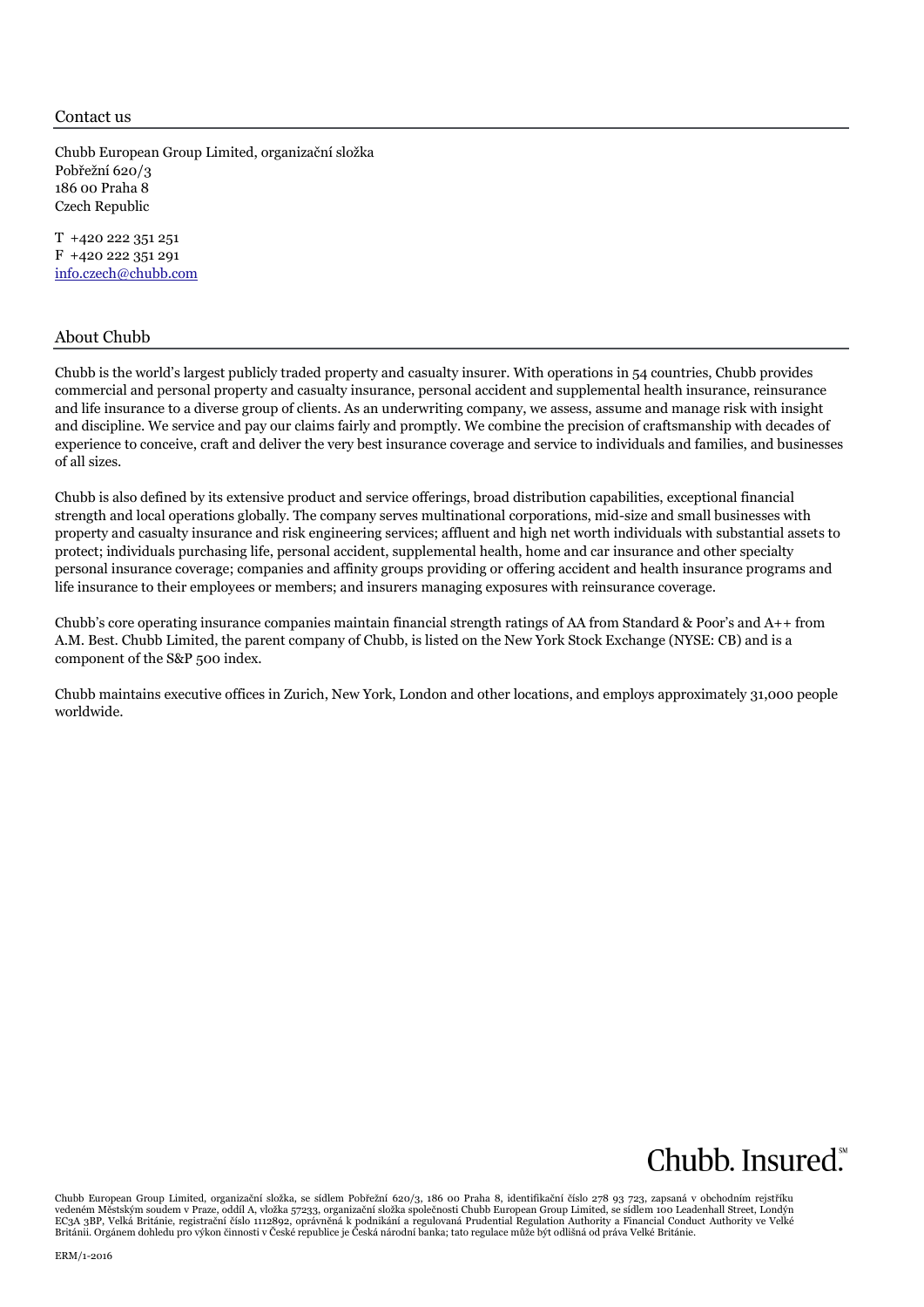## Contact us

Chubb European Group Limited, organizační složka
Pobřežní 620/3
186 00 Praha 8
Czech Republic

T +420 222 351 251
F +420 222 351 291
info.czech@chubb.com

## About Chubb

Chubb is the world's largest publicly traded property and casualty insurer. With operations in 54 countries, Chubb provides commercial and personal property and casualty insurance, personal accident and supplemental health insurance, reinsurance and life insurance to a diverse group of clients. As an underwriting company, we assess, assume and manage risk with insight and discipline. We service and pay our claims fairly and promptly. We combine the precision of craftsmanship with decades of experience to conceive, craft and deliver the very best insurance coverage and service to individuals and families, and businesses of all sizes.

Chubb is also defined by its extensive product and service offerings, broad distribution capabilities, exceptional financial strength and local operations globally. The company serves multinational corporations, mid-size and small businesses with property and casualty insurance and risk engineering services; affluent and high net worth individuals with substantial assets to protect; individuals purchasing life, personal accident, supplemental health, home and car insurance and other specialty personal insurance coverage; companies and affinity groups providing or offering accident and health insurance programs and life insurance to their employees or members; and insurers managing exposures with reinsurance coverage.

Chubb's core operating insurance companies maintain financial strength ratings of AA from Standard & Poor's and A++ from A.M. Best. Chubb Limited, the parent company of Chubb, is listed on the New York Stock Exchange (NYSE: CB) and is a component of the S&P 500 index.

Chubb maintains executive offices in Zurich, New York, London and other locations, and employs approximately 31,000 people worldwide.

Chubb. Insured.℠

Chubb European Group Limited, organizační složka, se sídlem Pobřežní 620/3, 186 00 Praha 8, identifikační číslo 278 93 723, zapsaná v obchodním rejstříku vedeném Městským soudem v Praze, oddíl A, vložka 57233, organizační složka společnosti Chubb European Group Limited, se sídlem 100 Leadenhall Street, Londýn EC3A 3BP, Velká Británie, registrační číslo 1112892, oprávněná k podnikání a regulovaná Prudential Regulation Authority a Financial Conduct Authority ve Velké Británii. Orgánem dohledu pro výkon činnosti v České republice je Česká národní banka; tato regulace může být odlišná od práva Velké Británie.

ERM/1-2016